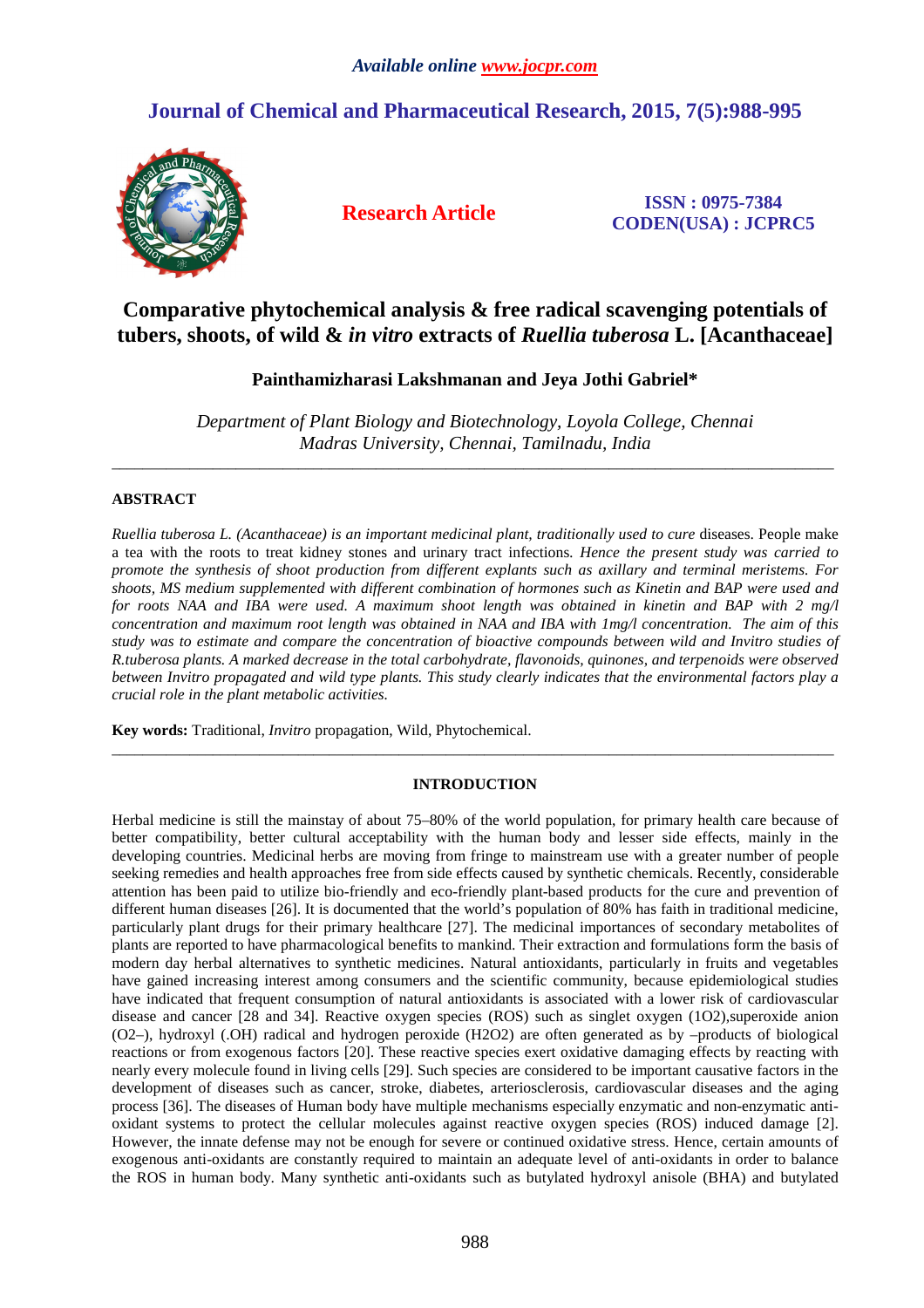*Available online www.jocpr.com*

## Journal of Chemical and Pharmaceutical Research, 2015, 7(5):988-995

**Research Article**

**ISSN : 0975-7384**
**CODEN(USA) : JCPRC5**

# Comparative phytochemical analysis & free radical scavenging potentials of tubers, shoots, of wild & *in vitro* extracts of *Ruellia tuberosa* L. [Acanthaceae]

**Painthamizharasi Lakshmanan and Jeya Jothi Gabriel\***

*Department of Plant Biology and Biotechnology, Loyola College, Chennai*
*Madras University, Chennai, Tamilnadu, India*

---

## ABSTRACT

*Ruellia tuberosa L. (Acanthaceae) is an important medicinal plant, traditionally used to cure* diseases. People make a tea with the roots to treat kidney stones and urinary tract infections. *Hence the present study was carried to promote the synthesis of shoot production from different explants such as axillary and terminal meristems. For shoots, MS medium supplemented with different combination of hormones such as Kinetin and BAP were used and for roots NAA and IBA were used. A maximum shoot length was obtained in kinetin and BAP with 2 mg/l concentration and maximum root length was obtained in NAA and IBA with 1mg/l concentration. The aim of this study was to estimate and compare the concentration of bioactive compounds between wild and Invitro studies of R.tuberosa plants. A marked decrease in the total carbohydrate, flavonoids, quinones, and terpenoids were observed between Invitro propagated and wild type plants. This study clearly indicates that the environmental factors play a crucial role in the plant metabolic activities.*

**Key words:** Traditional, *Invitro* propagation, Wild, Phytochemical.

---

## INTRODUCTION

Herbal medicine is still the mainstay of about 75–80% of the world population, for primary health care because of better compatibility, better cultural acceptability with the human body and lesser side effects, mainly in the developing countries. Medicinal herbs are moving from fringe to mainstream use with a greater number of people seeking remedies and health approaches free from side effects caused by synthetic chemicals. Recently, considerable attention has been paid to utilize bio-friendly and eco-friendly plant-based products for the cure and prevention of different human diseases [26]. It is documented that the world's population of 80% has faith in traditional medicine, particularly plant drugs for their primary healthcare [27]. The medicinal importances of secondary metabolites of plants are reported to have pharmacological benefits to mankind. Their extraction and formulations form the basis of modern day herbal alternatives to synthetic medicines. Natural antioxidants, particularly in fruits and vegetables have gained increasing interest among consumers and the scientific community, because epidemiological studies have indicated that frequent consumption of natural antioxidants is associated with a lower risk of cardiovascular disease and cancer [28 and 34]. Reactive oxygen species (ROS) such as singlet oxygen ($^1O_2$),superoxide anion ($O_2^–$), hydroxyl (.OH) radical and hydrogen peroxide ($H_2O_2$) are often generated as by –products of biological reactions or from exogenous factors [20]. These reactive species exert oxidative damaging effects by reacting with nearly every molecule found in living cells [29]. Such species are considered to be important causative factors in the development of diseases such as cancer, stroke, diabetes, arteriosclerosis, cardiovascular diseases and the aging process [36]. The diseases of Human body have multiple mechanisms especially enzymatic and non-enzymatic anti-oxidant systems to protect the cellular molecules against reactive oxygen species (ROS) induced damage [2]. However, the innate defense may not be enough for severe or continued oxidative stress. Hence, certain amounts of exogenous anti-oxidants are constantly required to maintain an adequate level of anti-oxidants in order to balance the ROS in human body. Many synthetic anti-oxidants such as butylated hydroxyl anisole (BHA) and butylated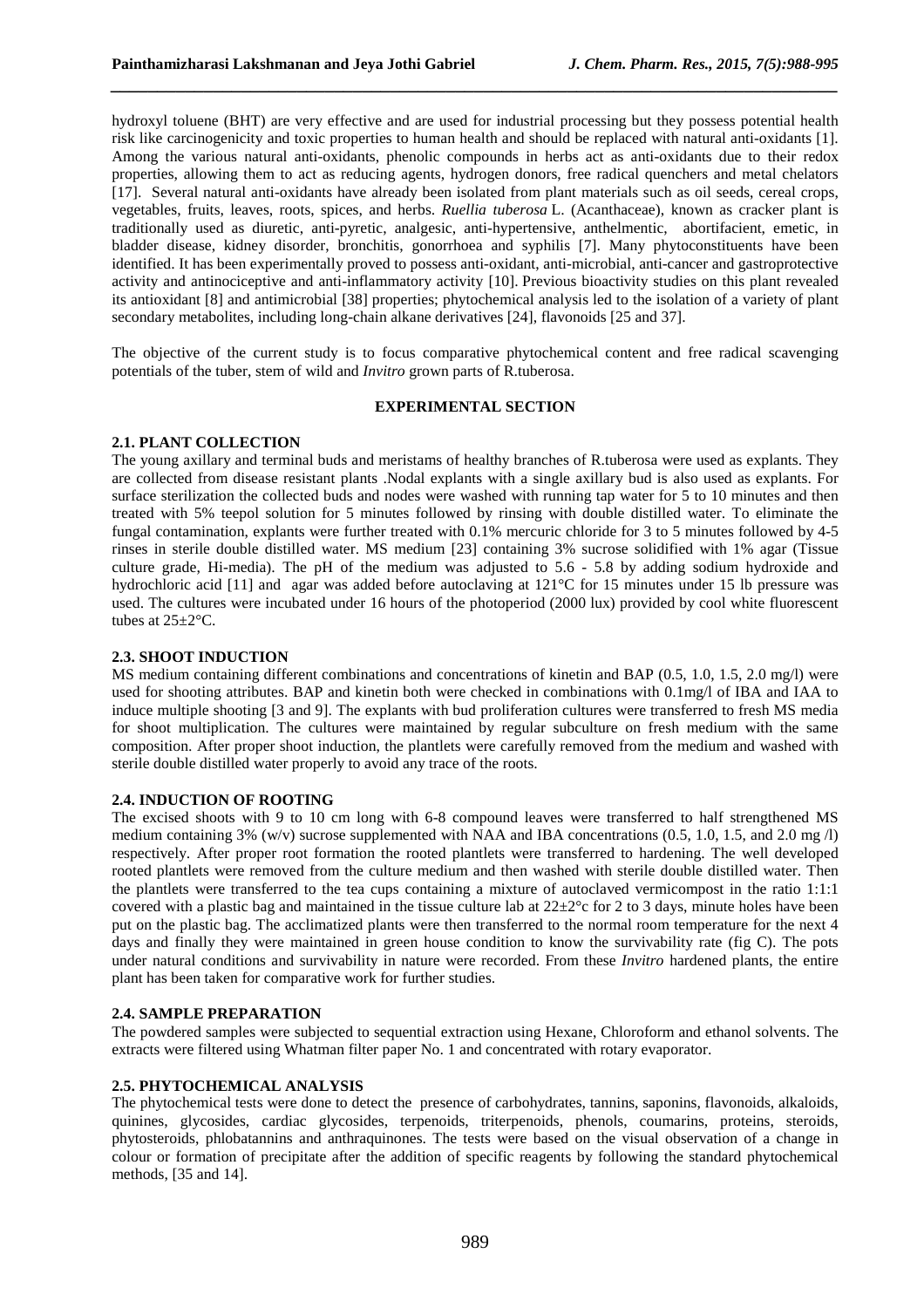hydroxyl toluene (BHT) are very effective and are used for industrial processing but they possess potential health risk like carcinogenicity and toxic properties to human health and should be replaced with natural anti-oxidants [1]. Among the various natural anti-oxidants, phenolic compounds in herbs act as anti-oxidants due to their redox properties, allowing them to act as reducing agents, hydrogen donors, free radical quenchers and metal chelators [17]. Several natural anti-oxidants have already been isolated from plant materials such as oil seeds, cereal crops, vegetables, fruits, leaves, roots, spices, and herbs. *Ruellia tuberosa* L. (Acanthaceae), known as cracker plant is traditionally used as diuretic, anti-pyretic, analgesic, anti-hypertensive, anthelmentic, abortifacient, emetic, in bladder disease, kidney disorder, bronchitis, gonorrhoea and syphilis [7]. Many phytoconstituents have been identified. It has been experimentally proved to possess anti-oxidant, anti-microbial, anti-cancer and gastroprotective activity and antinociceptive and anti-inflammatory activity [10]. Previous bioactivity studies on this plant revealed its antioxidant [8] and antimicrobial [38] properties; phytochemical analysis led to the isolation of a variety of plant secondary metabolites, including long-chain alkane derivatives [24], flavonoids [25 and 37].

The objective of the current study is to focus comparative phytochemical content and free radical scavenging potentials of the tuber, stem of wild and *Invitro* grown parts of R.tuberosa.

## EXPERIMENTAL SECTION

### 2.1. PLANT COLLECTION

The young axillary and terminal buds and meristams of healthy branches of R.tuberosa were used as explants. They are collected from disease resistant plants .Nodal explants with a single axillary bud is also used as explants. For surface sterilization the collected buds and nodes were washed with running tap water for 5 to 10 minutes and then treated with 5% teepol solution for 5 minutes followed by rinsing with double distilled water. To eliminate the fungal contamination, explants were further treated with 0.1% mercuric chloride for 3 to 5 minutes followed by 4-5 rinses in sterile double distilled water. MS medium [23] containing 3% sucrose solidified with 1% agar (Tissue culture grade, Hi-media). The pH of the medium was adjusted to 5.6 - 5.8 by adding sodium hydroxide and hydrochloric acid [11] and agar was added before autoclaving at 121°C for 15 minutes under 15 lb pressure was used. The cultures were incubated under 16 hours of the photoperiod (2000 lux) provided by cool white fluorescent tubes at 25±2°C.

### 2.3. SHOOT INDUCTION

MS medium containing different combinations and concentrations of kinetin and BAP (0.5, 1.0, 1.5, 2.0 mg/l) were used for shooting attributes. BAP and kinetin both were checked in combinations with 0.1mg/l of IBA and IAA to induce multiple shooting [3 and 9]. The explants with bud proliferation cultures were transferred to fresh MS media for shoot multiplication. The cultures were maintained by regular subculture on fresh medium with the same composition. After proper shoot induction, the plantlets were carefully removed from the medium and washed with sterile double distilled water properly to avoid any trace of the roots.

### 2.4. INDUCTION OF ROOTING

The excised shoots with 9 to 10 cm long with 6-8 compound leaves were transferred to half strengthened MS medium containing 3% (w/v) sucrose supplemented with NAA and IBA concentrations (0.5, 1.0, 1.5, and 2.0 mg /l) respectively. After proper root formation the rooted plantlets were transferred to hardening. The well developed rooted plantlets were removed from the culture medium and then washed with sterile double distilled water. Then the plantlets were transferred to the tea cups containing a mixture of autoclaved vermicompost in the ratio 1:1:1 covered with a plastic bag and maintained in the tissue culture lab at 22±2°c for 2 to 3 days, minute holes have been put on the plastic bag. The acclimatized plants were then transferred to the normal room temperature for the next 4 days and finally they were maintained in green house condition to know the survivability rate (fig C). The pots under natural conditions and survivability in nature were recorded. From these *Invitro* hardened plants, the entire plant has been taken for comparative work for further studies.

### 2.4. SAMPLE PREPARATION

The powdered samples were subjected to sequential extraction using Hexane, Chloroform and ethanol solvents. The extracts were filtered using Whatman filter paper No. 1 and concentrated with rotary evaporator.

### 2.5. PHYTOCHEMICAL ANALYSIS

The phytochemical tests were done to detect the presence of carbohydrates, tannins, saponins, flavonoids, alkaloids, quinines, glycosides, cardiac glycosides, terpenoids, triterpenoids, phenols, coumarins, proteins, steroids, phytosteroids, phlobatannins and anthraquinones. The tests were based on the visual observation of a change in colour or formation of precipitate after the addition of specific reagents by following the standard phytochemical methods, [35 and 14].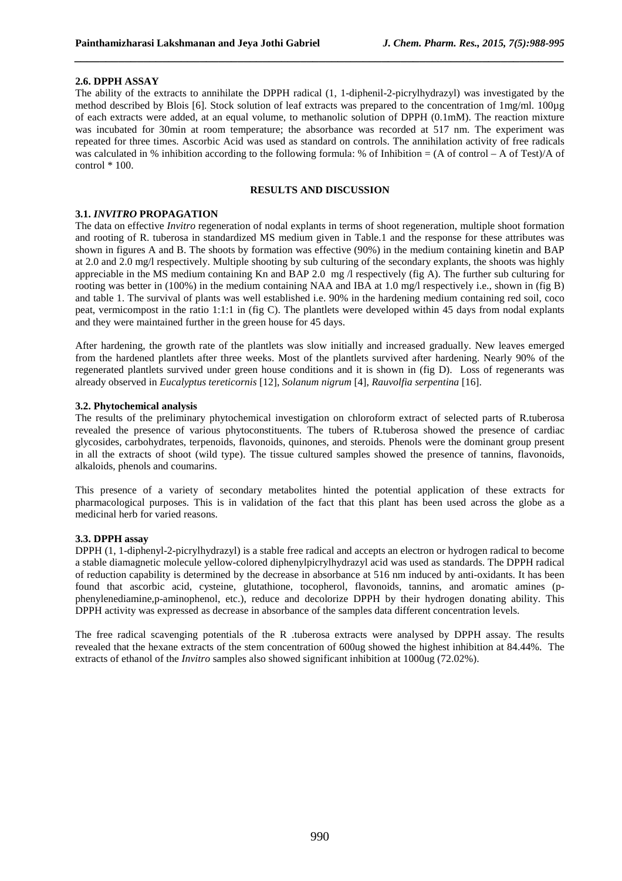### 2.6. DPPH ASSAY

The ability of the extracts to annihilate the DPPH radical (1, 1-diphenil-2-picrylhydrazyl) was investigated by the method described by Blois [6]. Stock solution of leaf extracts was prepared to the concentration of 1mg/ml. 100µg of each extracts were added, at an equal volume, to methanolic solution of DPPH (0.1mM). The reaction mixture was incubated for 30min at room temperature; the absorbance was recorded at 517 nm. The experiment was repeated for three times. Ascorbic Acid was used as standard on controls. The annihilation activity of free radicals was calculated in % inhibition according to the following formula: % of Inhibition = (A of control – A of Test)/A of control * 100.

## RESULTS AND DISCUSSION

### 3.1. *INVITRO* PROPAGATION

The data on effective *Invitro* regeneration of nodal explants in terms of shoot regeneration, multiple shoot formation and rooting of R. tuberosa in standardized MS medium given in Table.1 and the response for these attributes was shown in figures A and B. The shoots by formation was effective (90%) in the medium containing kinetin and BAP at 2.0 and 2.0 mg/l respectively. Multiple shooting by sub culturing of the secondary explants, the shoots was highly appreciable in the MS medium containing Kn and BAP 2.0 mg /l respectively (fig A). The further sub culturing for rooting was better in (100%) in the medium containing NAA and IBA at 1.0 mg/l respectively i.e., shown in (fig B) and table 1. The survival of plants was well established i.e. 90% in the hardening medium containing red soil, coco peat, vermicompost in the ratio 1:1:1 in (fig C). The plantlets were developed within 45 days from nodal explants and they were maintained further in the green house for 45 days.

After hardening, the growth rate of the plantlets was slow initially and increased gradually. New leaves emerged from the hardened plantlets after three weeks. Most of the plantlets survived after hardening. Nearly 90% of the regenerated plantlets survived under green house conditions and it is shown in (fig D). Loss of regenerants was already observed in *Eucalyptus tereticornis* [12], *Solanum nigrum* [4], *Rauvolfia serpentina* [16].

### 3.2. Phytochemical analysis

The results of the preliminary phytochemical investigation on chloroform extract of selected parts of R.tuberosa revealed the presence of various phytoconstituents. The tubers of R.tuberosa showed the presence of cardiac glycosides, carbohydrates, terpenoids, flavonoids, quinones, and steroids. Phenols were the dominant group present in all the extracts of shoot (wild type). The tissue cultured samples showed the presence of tannins, flavonoids, alkaloids, phenols and coumarins.

This presence of a variety of secondary metabolites hinted the potential application of these extracts for pharmacological purposes. This is in validation of the fact that this plant has been used across the globe as a medicinal herb for varied reasons.

### 3.3. DPPH assay

DPPH (1, 1-diphenyl-2-picrylhydrazyl) is a stable free radical and accepts an electron or hydrogen radical to become a stable diamagnetic molecule yellow-colored diphenylpicrylhydrazyl acid was used as standards. The DPPH radical of reduction capability is determined by the decrease in absorbance at 516 nm induced by anti-oxidants. It has been found that ascorbic acid, cysteine, glutathione, tocopherol, flavonoids, tannins, and aromatic amines (p-phenylenediamine,p-aminophenol, etc.), reduce and decolorize DPPH by their hydrogen donating ability. This DPPH activity was expressed as decrease in absorbance of the samples data different concentration levels.

The free radical scavenging potentials of the R .tuberosa extracts were analysed by DPPH assay. The results revealed that the hexane extracts of the stem concentration of 600ug showed the highest inhibition at 84.44%. The extracts of ethanol of the *Invitro* samples also showed significant inhibition at 1000ug (72.02%).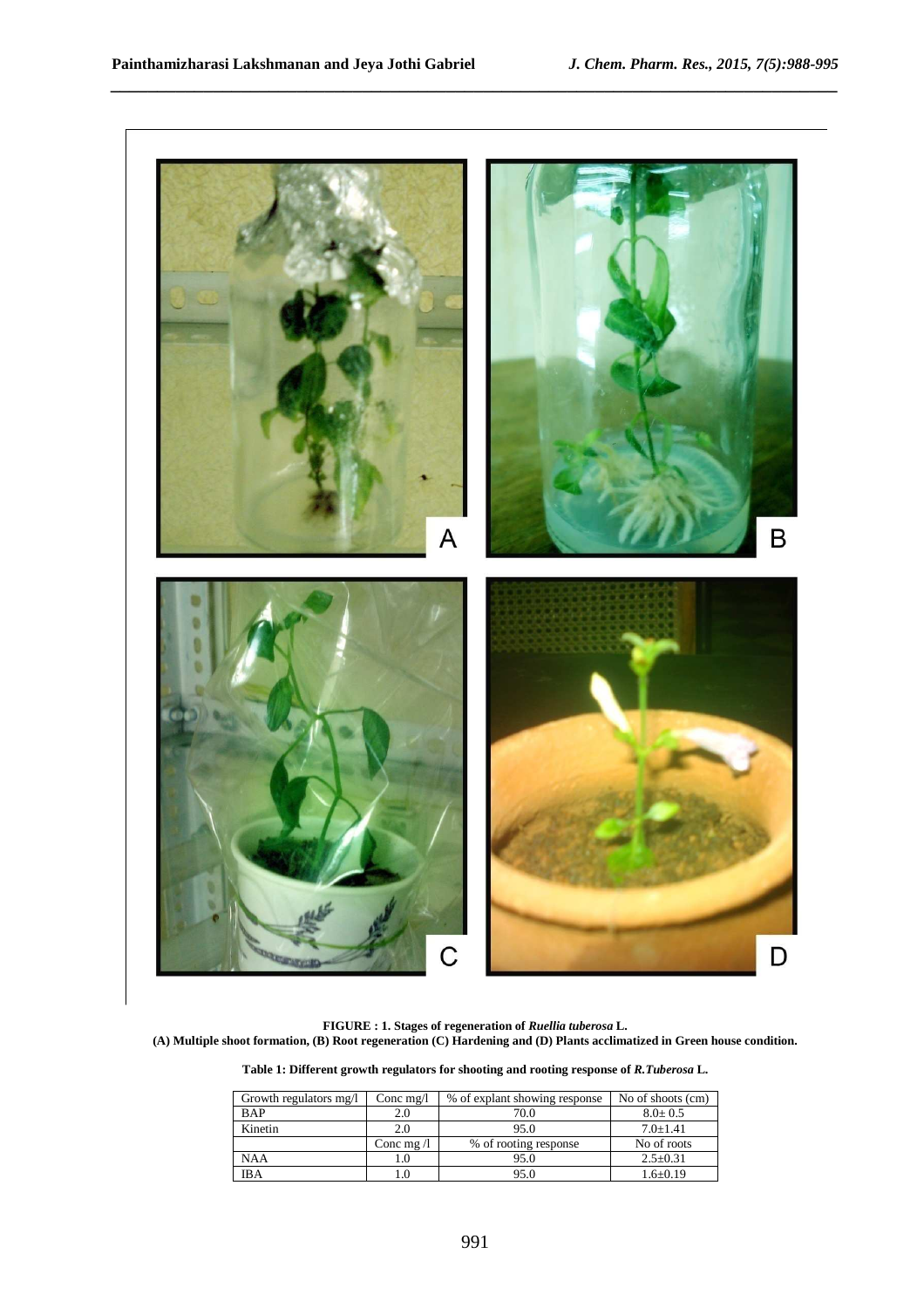**FIGURE : 1. Stages of regeneration of *Ruellia tuberosa* L.**
**(A) Multiple shoot formation, (B) Root regeneration (C) Hardening and (D) Plants acclimatized in Green house condition.**

**Table 1: Different growth regulators for shooting and rooting response of *R.Tuberosa* L.**

| Growth regulators mg/l | Conc mg/l | % of explant showing response | No of shoots (cm) |
|---|---|---|---|
| BAP | 2.0 | 70.0 | 8.0± 0.5 |
| Kinetin | 2.0 | 95.0 | 7.0±1.41 |
| | Conc mg /l | % of rooting response | No of roots |
| NAA | 1.0 | 95.0 | 2.5±0.31 |
| IBA | 1.0 | 95.0 | 1.6±0.19 |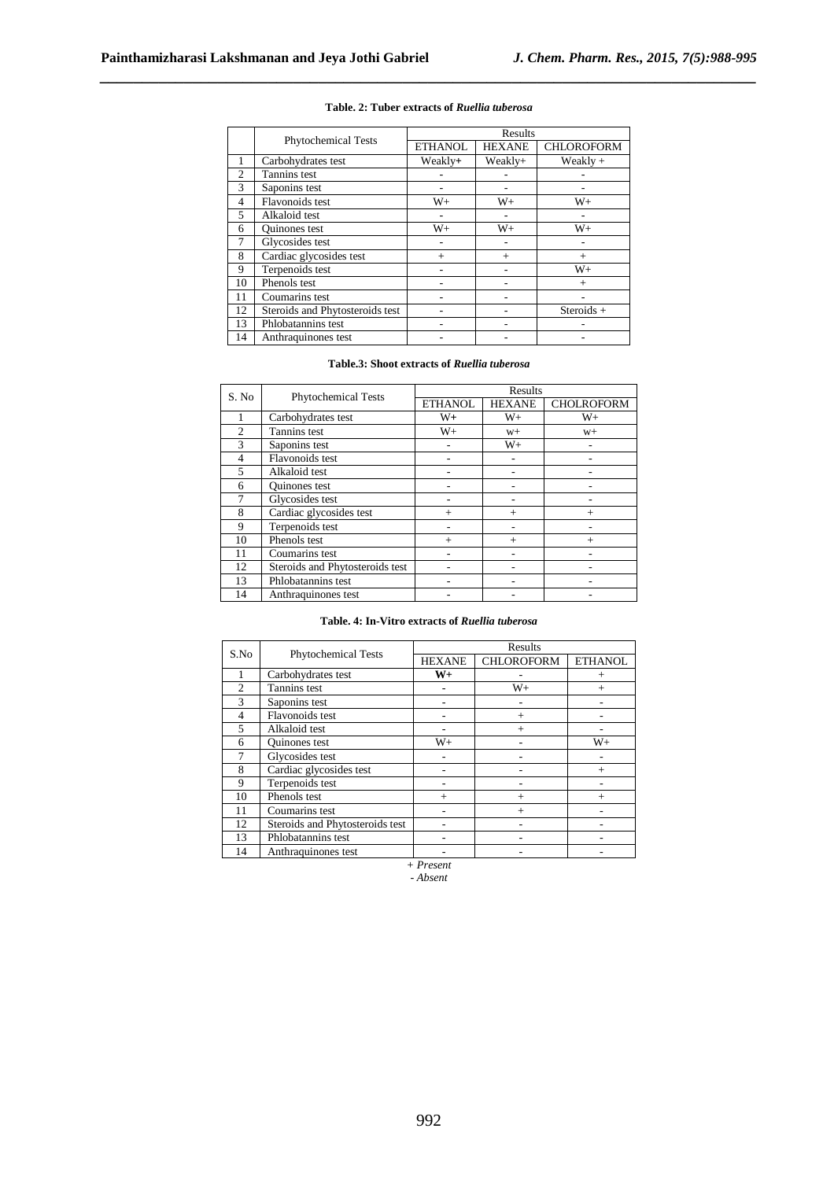**Table. 2: Tuber extracts of *Ruellia tuberosa***

| | Phytochemical Tests | Results | | |
|---|---|---|---|---|
| | | ETHANOL | HEXANE | CHLOROFORM |
| 1 | Carbohydrates test | Weakly+ | Weakly+ | Weakly + |
| 2 | Tannins test | - | - | - |
| 3 | Saponins test | - | - | - |
| 4 | Flavonoids test | W+ | W+ | W+ |
| 5 | Alkaloid test | - | - | - |
| 6 | Quinones test | W+ | W+ | W+ |
| 7 | Glycosides test | - | - | - |
| 8 | Cardiac glycosides test | + | + | + |
| 9 | Terpenoids test | - | - | W+ |
| 10 | Phenols test | - | - | + |
| 11 | Coumarins test | - | - | - |
| 12 | Steroids and Phytosteroids test | - | - | Steroids + |
| 13 | Phlobatannins test | - | - | - |
| 14 | Anthraquinones test | - | - | - |

**Table.3: Shoot extracts of *Ruellia tuberosa***

| S. No | Phytochemical Tests | Results | | |
|---|---|---|---|---|
| | | ETHANOL | HEXANE | CHOLROFORM |
| 1 | Carbohydrates test | W+ | W+ | W+ |
| 2 | Tannins test | W+ | w+ | w+ |
| 3 | Saponins test | - | W+ | - |
| 4 | Flavonoids test | - | - | - |
| 5 | Alkaloid test | - | - | - |
| 6 | Quinones test | - | - | - |
| 7 | Glycosides test | - | - | - |
| 8 | Cardiac glycosides test | + | + | + |
| 9 | Terpenoids test | - | - | - |
| 10 | Phenols test | + | + | + |
| 11 | Coumarins test | - | - | - |
| 12 | Steroids and Phytosteroids test | - | - | - |
| 13 | Phlobatannins test | - | - | - |
| 14 | Anthraquinones test | - | - | - |

**Table. 4: In-Vitro extracts of *Ruellia tuberosa***

| S.No | Phytochemical Tests | Results | | |
|---|---|---|---|---|
| | | HEXANE | CHLOROFORM | ETHANOL |
| 1 | Carbohydrates test | **W+** | - | + |
| 2 | Tannins test | - | W+ | + |
| 3 | Saponins test | - | - | - |
| 4 | Flavonoids test | - | + | - |
| 5 | Alkaloid test | - | + | - |
| 6 | Quinones test | W+ | - | W+ |
| 7 | Glycosides test | - | - | - |
| 8 | Cardiac glycosides test | - | - | + |
| 9 | Terpenoids test | - | - | - |
| 10 | Phenols test | + | + | + |
| 11 | Coumarins test | - | + | - |
| 12 | Steroids and Phytosteroids test | - | - | - |
| 13 | Phlobatannins test | - | - | - |
| 14 | Anthraquinones test | - | - | - |

*+ Present*
*- Absent*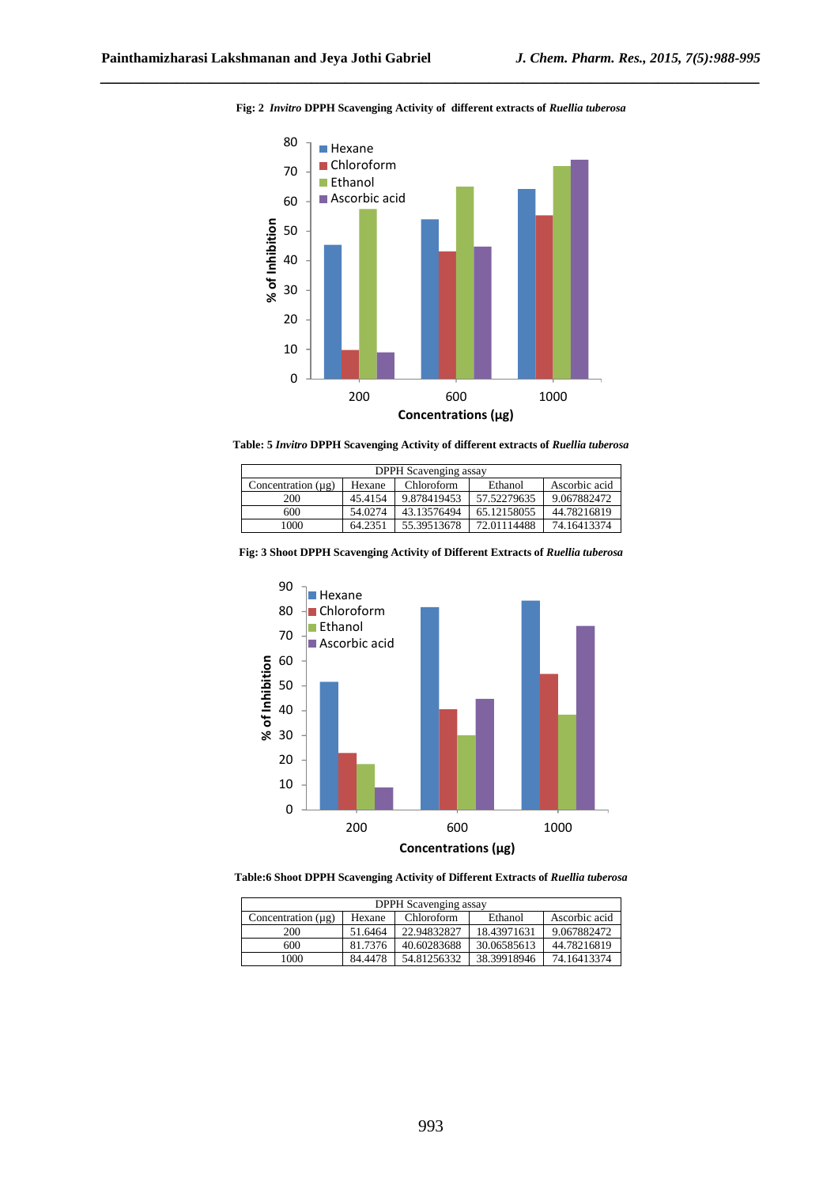**Fig: 2** ***Invitro* DPPH Scavenging Activity of different extracts of *Ruellia tuberosa***

**Table: 5** ***Invitro* DPPH Scavenging Activity of different extracts of *Ruellia tuberosa***

| DPPH Scavenging assay | | | | |
|---|---|---|---|---|
| Concentration (µg) | Hexane | Chloroform | Ethanol | Ascorbic acid |
| 200 | 45.4154 | 9.878419453 | 57.52279635 | 9.067882472 |
| 600 | 54.0274 | 43.13576494 | 65.12158055 | 44.78216819 |
| 1000 | 64.2351 | 55.39513678 | 72.01114488 | 74.16413374 |

**Fig: 3 Shoot DPPH Scavenging Activity of Different Extracts of *Ruellia tuberosa***

**Table:6 Shoot DPPH Scavenging Activity of Different Extracts of *Ruellia tuberosa***

| DPPH Scavenging assay | | | | |
|---|---|---|---|---|
| Concentration (µg) | Hexane | Chloroform | Ethanol | Ascorbic acid |
| 200 | 51.6464 | 22.94832827 | 18.43971631 | 9.067882472 |
| 600 | 81.7376 | 40.60283688 | 30.06585613 | 44.78216819 |
| 1000 | 84.4478 | 54.81256332 | 38.39918946 | 74.16413374 |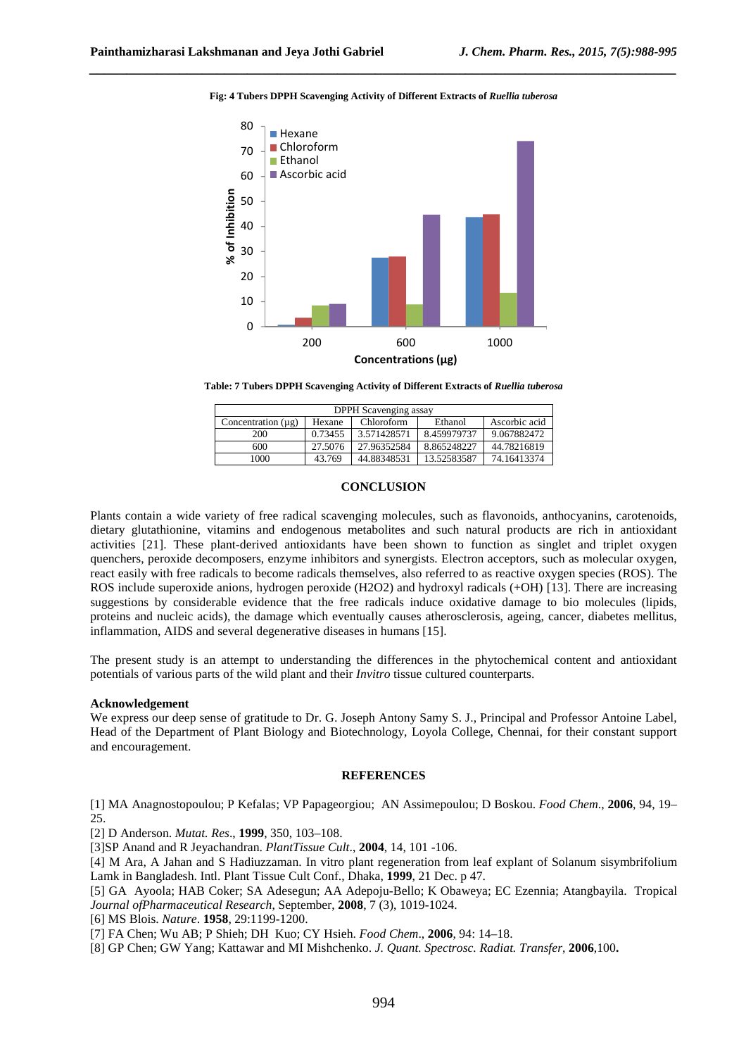**Fig: 4 Tubers DPPH Scavenging Activity of Different Extracts of *Ruellia tuberosa***

**Table: 7 Tubers DPPH Scavenging Activity of Different Extracts of *Ruellia tuberosa***

| DPPH Scavenging assay | | | | |
|---|---|---|---|---|
| Concentration (µg) | Hexane | Chloroform | Ethanol | Ascorbic acid |
| 200 | 0.73455 | 3.571428571 | 8.459979737 | 9.067882472 |
| 600 | 27.5076 | 27.96352584 | 8.865248227 | 44.78216819 |
| 1000 | 43.769 | 44.88348531 | 13.52583587 | 74.16413374 |

## CONCLUSION

Plants contain a wide variety of free radical scavenging molecules, such as flavonoids, anthocyanins, carotenoids, dietary glutathionine, vitamins and endogenous metabolites and such natural products are rich in antioxidant activities [21]. These plant-derived antioxidants have been shown to function as singlet and triplet oxygen quenchers, peroxide decomposers, enzyme inhibitors and synergists. Electron acceptors, such as molecular oxygen, react easily with free radicals to become radicals themselves, also referred to as reactive oxygen species (ROS). The ROS include superoxide anions, hydrogen peroxide (H2O2) and hydroxyl radicals (+OH) [13]. There are increasing suggestions by considerable evidence that the free radicals induce oxidative damage to bio molecules (lipids, proteins and nucleic acids), the damage which eventually causes atherosclerosis, ageing, cancer, diabetes mellitus, inflammation, AIDS and several degenerative diseases in humans [15].

The present study is an attempt to understanding the differences in the phytochemical content and antioxidant potentials of various parts of the wild plant and their *Invitro* tissue cultured counterparts.

### Acknowledgement

We express our deep sense of gratitude to Dr. G. Joseph Antony Samy S. J., Principal and Professor Antoine Label, Head of the Department of Plant Biology and Biotechnology, Loyola College, Chennai, for their constant support and encouragement.

## REFERENCES

[1] MA Anagnostopoulou; P Kefalas; VP Papageorgiou; AN Assimepoulou; D Boskou. *Food Chem*., **2006**, 94, 19–25.

[2] D Anderson. *Mutat. Res*., **1999**, 350, 103–108.

[3]SP Anand and R Jeyachandran. *PlantTissue Cult*., **2004**, 14, 101 -106.

[4] M Ara, A Jahan and S Hadiuzzaman. In vitro plant regeneration from leaf explant of Solanum sisymbrifolium Lamk in Bangladesh. Intl. Plant Tissue Cult Conf., Dhaka, **1999**, 21 Dec. p 47.

[5] GA Ayoola; HAB Coker; SA Adesegun; AA Adepoju-Bello; K Obaweya; EC Ezennia; Atangbayila. Tropical *Journal ofPharmaceutical Research*, September, **2008**, 7 (3), 1019-1024.

[6] MS Blois. *Nature*. **1958**, 29:1199-1200.

[7] FA Chen; Wu AB; P Shieh; DH Kuo; CY Hsieh. *Food Chem*., **2006**, 94: 14–18.

[8] GP Chen; GW Yang; Kattawar and MI Mishchenko. *J. Quant. Spectrosc. Radiat. Transfer*, **2006**,100**.**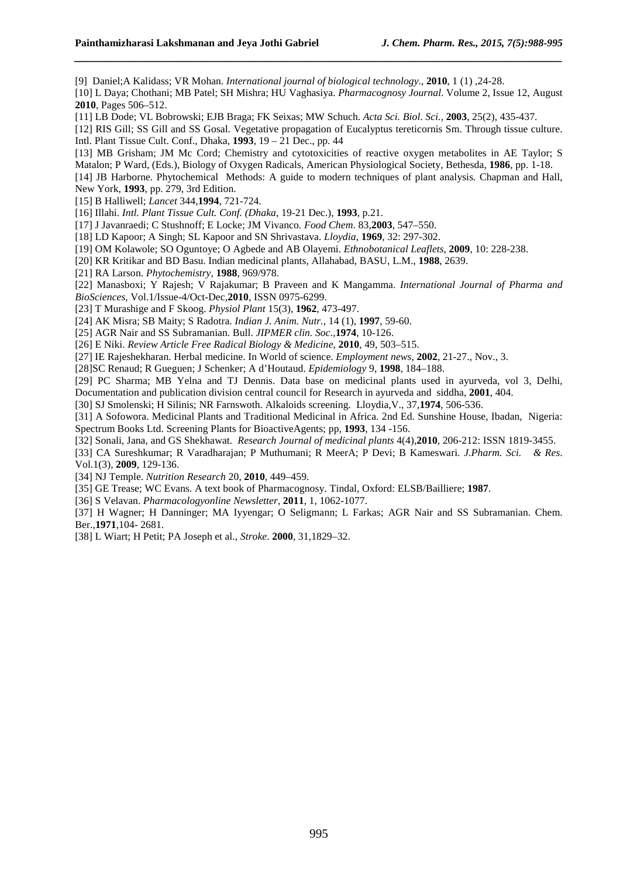[9] Daniel;A Kalidass; VR Mohan. *International journal of biological technology*., **2010**, 1 (1) ,24-28.

[10] L Daya; Chothani; MB Patel; SH Mishra; HU Vaghasiya. *Pharmacognosy Journal*. Volume 2, Issue 12, August **2010**, Pages 506–512.

[11] LB Dode; VL Bobrowski; EJB Braga; FK Seixas; MW Schuch. *Acta Sci. Biol. Sci.*, **2003**, 25(2), 435-437.

[12] RIS Gill; SS Gill and SS Gosal. Vegetative propagation of Eucalyptus tereticornis Sm. Through tissue culture. Intl. Plant Tissue Cult. Conf., Dhaka, **1993**, 19 – 21 Dec., pp. 44

[13] MB Grisham; JM Mc Cord; Chemistry and cytotoxicities of reactive oxygen metabolites in AE Taylor; S Matalon; P Ward, (Eds.), Biology of Oxygen Radicals, American Physiological Society, Bethesda, **1986**, pp. 1-18.

[14] JB Harborne. Phytochemical Methods: A guide to modern techniques of plant analysis. Chapman and Hall, New York, **1993**, pp. 279, 3rd Edition.

[15] B Halliwell; *Lancet* 344,**1994**, 721-724.

[16] Illahi. *Intl. Plant Tissue Cult. Conf. (Dhaka*, 19-21 Dec.), **1993**, p.21.

[17] J Javanraedi; C Stushnoff; E Locke; JM Vivanco. *Food Chem*. 83,**2003**, 547–550.

[18] LD Kapoor; A Singh; SL Kapoor and SN Shrivastava. *Lloydia*, **1969**, 32: 297-302.

[19] OM Kolawole; SO Oguntoye; O Agbede and AB Olayemi. *Ethnobotanical Leaflets*, **2009**, 10: 228-238.

[20] KR Kritikar and BD Basu. Indian medicinal plants, Allahabad, BASU, L.M., **1988**, 2639.

[21] RA Larson. *Phytochemistry*, **1988**, 969/978.

[22] Manasboxi; Y Rajesh; V Rajakumar; B Praveen and K Mangamma. *International Journal of Pharma and BioSciences*, Vol.1/Issue-4/Oct-Dec,**2010**, ISSN 0975-6299.

[23] T Murashige and F Skoog. *Physiol Plant* 15(3), **1962**, 473-497.

[24] AK Misra; SB Maity; S Radotra. *Indian J. Anim. Nutr.*, 14 (1), **1997**, 59-60.

[25] AGR Nair and SS Subramanian. Bull. *JIPMER clin. Soc*.,**1974**, 10-126.

[26] E Niki. *Review Article Free Radical Biology & Medicine*, **2010**, 49, 503–515.

[27] IE Rajeshekharan. Herbal medicine. In World of science. *Employment news*, **2002**, 21-27., Nov., 3.

[28]SC Renaud; R Gueguen; J Schenker; A d'Houtaud. *Epidemiology* 9, **1998**, 184–188.

[29] PC Sharma; MB Yelna and TJ Dennis. Data base on medicinal plants used in ayurveda, vol 3, Delhi, Documentation and publication division central council for Research in ayurveda and siddha, **2001**, 404.

[30] SJ Smolenski; H Silinis; NR Farnswoth. Alkaloids screening. Lloydia,V., 37,**1974**, 506-536.

[31] A Sofowora. Medicinal Plants and Traditional Medicinal in Africa. 2nd Ed. Sunshine House, Ibadan, Nigeria: Spectrum Books Ltd. Screening Plants for BioactiveAgents; pp, **1993**, 134 -156.

[32] Sonali, Jana, and GS Shekhawat. *Research Journal of medicinal plants* 4(4),**2010**, 206-212: ISSN 1819-3455.

[33] CA Sureshkumar; R Varadharajan; P Muthumani; R MeerA; P Devi; B Kameswari. *J.Pharm. Sci. & Res*. Vol.1(3), **2009**, 129-136.

[34] NJ Temple. *Nutrition Research* 20, **2010**, 449–459.

[35] GE Trease; WC Evans. A text book of Pharmacognosy. Tindal, Oxford: ELSB/Bailliere; **1987**.

[36] S Velavan. *Pharmacologyonline Newsletter*, **2011**, 1, 1062-1077.

[37] H Wagner; H Danninger; MA Iyyengar; O Seligmann; L Farkas; AGR Nair and SS Subramanian. Chem. Ber.,**1971**,104- 2681.

[38] L Wiart; H Petit; PA Joseph et al., *Stroke*. **2000**, 31,1829–32.